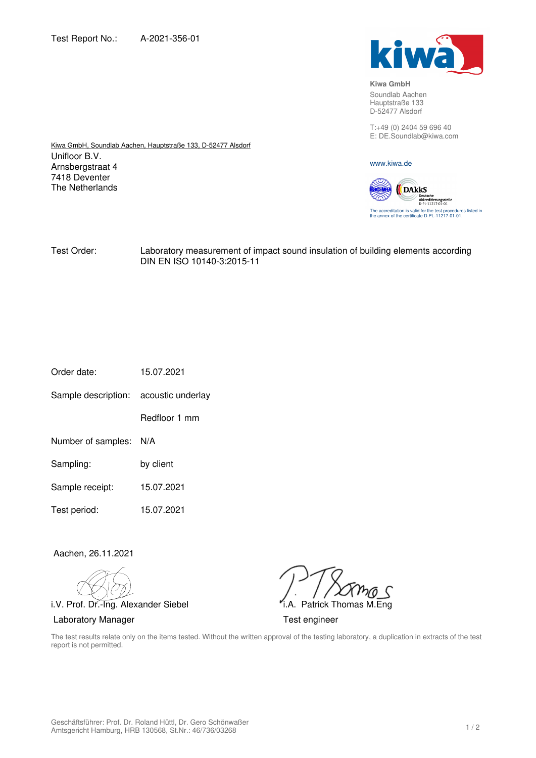Test Report No.: A-2021-356-01

**Kiwa GmbH**
Soundlab Aachen
Hauptstraße 133
D-52477 Alsdorf

T:+49 (0) 2404 59 696 40
E: DE.Soundlab@kiwa.com

www.kiwa.de

The accreditation is valid for the test procedures listed in the annex of the certificate D-PL-11217-01-01.

Kiwa GmbH, Soundlab Aachen, Hauptstraße 133, D-52477 Alsdorf
Unifloor B.V.
Arnsbergstraat 4
7418 Deventer
The Netherlands

Test Order: Laboratory measurement of impact sound insulation of building elements according DIN EN ISO 10140-3:2015-11

Order date: 15.07.2021

Sample description: acoustic underlay

Redfloor 1 mm

Number of samples: N/A

Sampling: by client

Sample receipt: 15.07.2021

Test period: 15.07.2021

Aachen, 26.11.2021

i.V. Prof. Dr.-Ing. Alexander Siebel
Laboratory Manager

i.A. Patrick Thomas M.Eng
Test engineer

The test results relate only on the items tested. Without the written approval of the testing laboratory, a duplication in extracts of the test report is not permitted.

Geschäftsführer: Prof. Dr. Roland Hüttl, Dr. Gero Schönwaßer
Amtsgericht Hamburg, HRB 130568, St.Nr.: 46/736/03268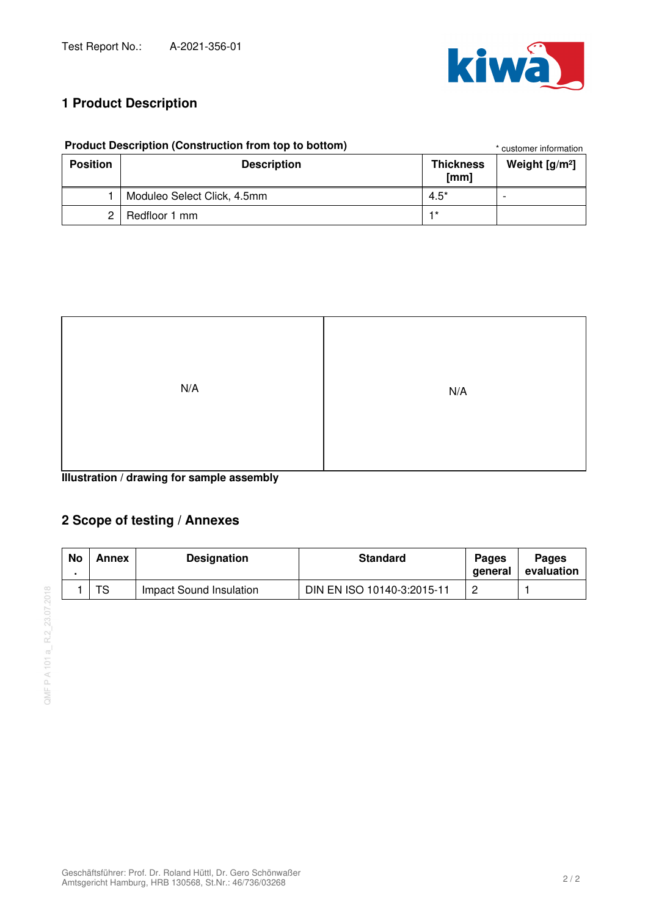Test Report No.: A-2021-356-01

# 1 Product Description

**Product Description (Construction from top to bottom)** * customer information

| Position | Description | Thickness [mm] | Weight [g/m²] |
|---|---|---|---|
| 1 | Moduleo Select Click, 4.5mm | 4.5* | - |
| 2 | Redfloor 1 mm | 1* | |

| N/A | N/A |
|---|---|

**Illustration / drawing for sample assembly**

# 2 Scope of testing / Annexes

| No. | Annex | Designation | Standard | Pages general | Pages evaluation |
|---|---|---|---|---|---|
| 1 | TS | Impact Sound Insulation | DIN EN ISO 10140-3:2015-11 | 2 | 1 |

QMF P A 101 a_ R.2_23.07.2018

Geschäftsführer: Prof. Dr. Roland Hüttl, Dr. Gero Schönwaßer
Amtsgericht Hamburg, HRB 130568, St.Nr.: 46/736/03268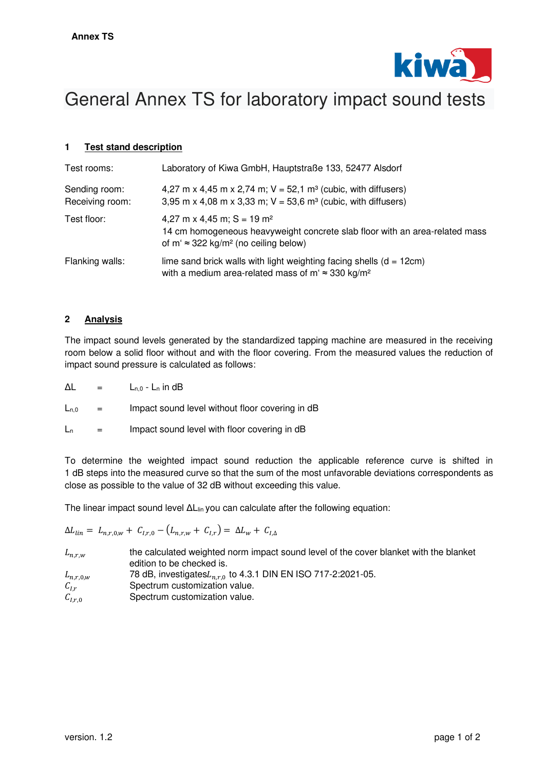**Annex TS**

# General Annex TS for laboratory impact sound tests

## 1 Test stand description

| | |
|---|---|
| Test rooms: | Laboratory of Kiwa GmbH, Hauptstraße 133, 52477 Alsdorf |
| Sending room: | 4,27 m x 4,45 m x 2,74 m; V = 52,1 m³ (cubic, with diffusers) |
| Receiving room: | 3,95 m x 4,08 m x 3,33 m; V = 53,6 m³ (cubic, with diffusers) |
| Test floor: | 4,27 m x 4,45 m; S = 19 m² <br> 14 cm homogeneous heavyweight concrete slab floor with an area-related mass of m' ≈ 322 kg/m² (no ceiling below) |
| Flanking walls: | lime sand brick walls with light weighting facing shells (d = 12cm) with a medium area-related mass of m' ≈ 330 kg/m² |

## 2 Analysis

The impact sound levels generated by the standardized tapping machine are measured in the receiving room below a solid floor without and with the floor covering. From the measured values the reduction of impact sound pressure is calculated as follows:

$\Delta L$ = $L_{n,0} - L_n$ in dB

$L_{n,0}$ = Impact sound level without floor covering in dB

$L_n$ = Impact sound level with floor covering in dB

To determine the weighted impact sound reduction the applicable reference curve is shifted in 1 dB steps into the measured curve so that the sum of the most unfavorable deviations correspondents as close as possible to the value of 32 dB without exceeding this value.

The linear impact sound level $\Delta L_{lin}$ you can calculate after the following equation:

$$\Delta L_{lin} = L_{n,r,0,w} + C_{I,r,0} - (L_{n,r,w} + C_{I,r}) = \Delta L_w + C_{I,\Delta}$$

| | |
|---|---|
| $L_{n,r,w}$ | the calculated weighted norm impact sound level of the cover blanket with the blanket edition to be checked is. |
| $L_{n,r,0,w}$ | 78 dB, investigates $L_{n,r,0}$ to 4.3.1 DIN EN ISO 717-2:2021-05. |
| $C_{I,r}$ | Spectrum customization value. |
| $C_{I,r,0}$ | Spectrum customization value. |

version. 1.2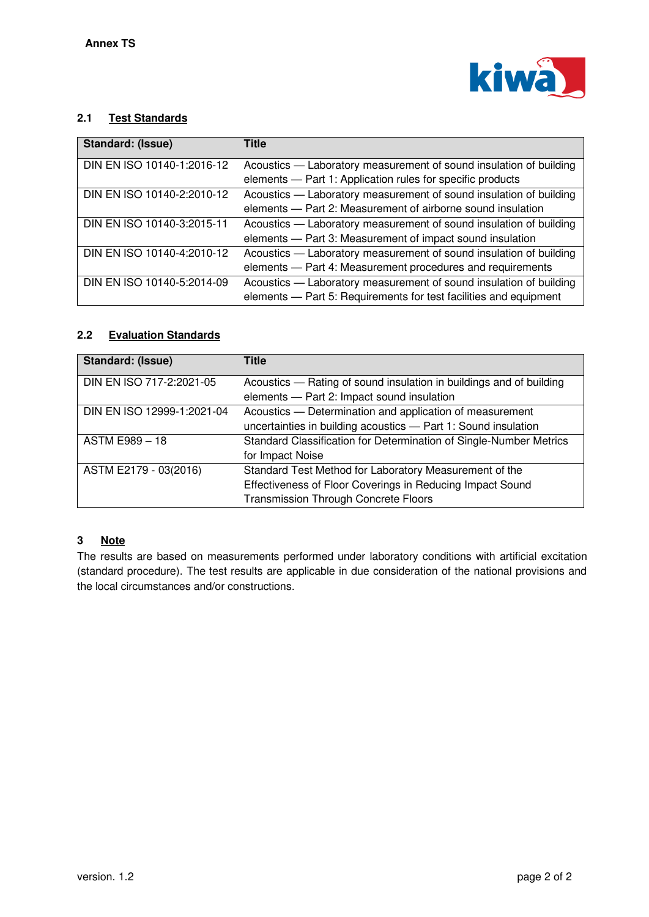**Annex TS**

## 2.1 Test Standards

| Standard: (Issue) | Title |
|---|---|
| DIN EN ISO 10140-1:2016-12 | Acoustics — Laboratory measurement of sound insulation of building elements — Part 1: Application rules for specific products |
| DIN EN ISO 10140-2:2010-12 | Acoustics — Laboratory measurement of sound insulation of building elements — Part 2: Measurement of airborne sound insulation |
| DIN EN ISO 10140-3:2015-11 | Acoustics — Laboratory measurement of sound insulation of building elements — Part 3: Measurement of impact sound insulation |
| DIN EN ISO 10140-4:2010-12 | Acoustics — Laboratory measurement of sound insulation of building elements — Part 4: Measurement procedures and requirements |
| DIN EN ISO 10140-5:2014-09 | Acoustics — Laboratory measurement of sound insulation of building elements — Part 5: Requirements for test facilities and equipment |

## 2.2 Evaluation Standards

| Standard: (Issue) | Title |
|---|---|
| DIN EN ISO 717-2:2021-05 | Acoustics — Rating of sound insulation in buildings and of building elements — Part 2: Impact sound insulation |
| DIN EN ISO 12999-1:2021-04 | Acoustics — Determination and application of measurement uncertainties in building acoustics — Part 1: Sound insulation |
| ASTM E989 – 18 | Standard Classification for Determination of Single-Number Metrics for Impact Noise |
| ASTM E2179 - 03(2016) | Standard Test Method for Laboratory Measurement of the Effectiveness of Floor Coverings in Reducing Impact Sound Transmission Through Concrete Floors |

# 3 Note

The results are based on measurements performed under laboratory conditions with artificial excitation (standard procedure). The test results are applicable in due consideration of the national provisions and the local circumstances and/or constructions.

version. 1.2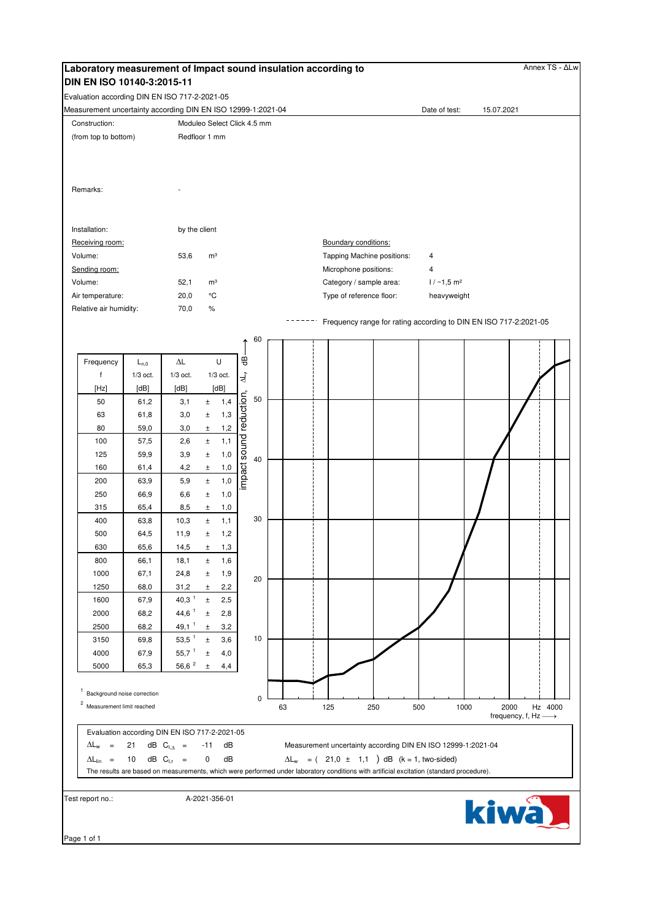Annex TS - ΔLw

# Laboratory measurement of Impact sound insulation according to DIN EN ISO 10140-3:2015-11

Evaluation according DIN EN ISO 717-2-2021-05

Measurement uncertainty according DIN EN ISO 12999-1:2021-04

Date of test: 15.07.2021

Construction: Moduleo Select Click 4.5 mm

(from top to bottom) Redfloor 1 mm

Remarks: -

Installation: by the client

Receiving room:

Volume: 53,6 m³

Sending room:

Volume: 52,1 m³

Air temperature: 20,0 °C

Relative air humidity: 70,0 %

Boundary conditions:

Tapping Machine positions: 4

Microphone positions: 4

Category / sample area: I / ~1,5 m²

Type of reference floor: heavyweight

------ Frequency range for rating according to DIN EN ISO 717-2:2021-05

| Frequency f [Hz] | $L_{n,0}$ 1/3 oct. [dB] | ΔL 1/3 oct. [dB] | U 1/3 oct. [dB] |
|---|---|---|---|
| 50 | 61,2 | 3,1 | ± 1,4 |
| 63 | 61,8 | 3,0 | ± 1,3 |
| 80 | 59,0 | 3,0 | ± 1,2 |
| 100 | 57,5 | 2,6 | ± 1,1 |
| 125 | 59,9 | 3,9 | ± 1,0 |
| 160 | 61,4 | 4,2 | ± 1,0 |
| 200 | 63,9 | 5,9 | ± 1,0 |
| 250 | 66,9 | 6,6 | ± 1,0 |
| 315 | 65,4 | 8,5 | ± 1,0 |
| 400 | 63,8 | 10,3 | ± 1,1 |
| 500 | 64,5 | 11,9 | ± 1,2 |
| 630 | 65,6 | 14,5 | ± 1,3 |
| 800 | 66,1 | 18,1 | ± 1,6 |
| 1000 | 67,1 | 24,8 | ± 1,9 |
| 1250 | 68,0 | 31,2 | ± 2,2 |
| 1600 | 67,9 | 40,3 [1] | ± 2,5 |
| 2000 | 68,2 | 44,6 [1] | ± 2,8 |
| 2500 | 68,2 | 49,1 [1] | ± 3,2 |
| 3150 | 69,8 | 53,5 [1] | ± 3,6 |
| 4000 | 67,9 | 55,7 [1] | ± 4,0 |
| 5000 | 65,3 | 56,6 [2] | ± 4,4 |

[1] Background noise correction

[2] Measurement limit reached

impact sound reduction, ΔL, dB

0, 10, 20, 30, 40, 50, 60

63, 125, 250, 500, 1000, 2000, Hz 4000

frequency, f, Hz

Evaluation according DIN EN ISO 717-2-2021-05

$\Delta L_w$ = 21 dB $C_{I,\Delta}$ = -11 dB

$\Delta L_{lin}$ = 10 dB $C_{I,r}$ = 0 dB

Measurement uncertainty according DIN EN ISO 12999-1:2021-04

$\Delta L_w$ = ( 21,0 ± 1,1 ) dB (k = 1, two-sided)

The results are based on measurements, which were performed under laboratory conditions with artificial excitation (standard procedure).

Test report no.: A-2021-356-01

kiwa